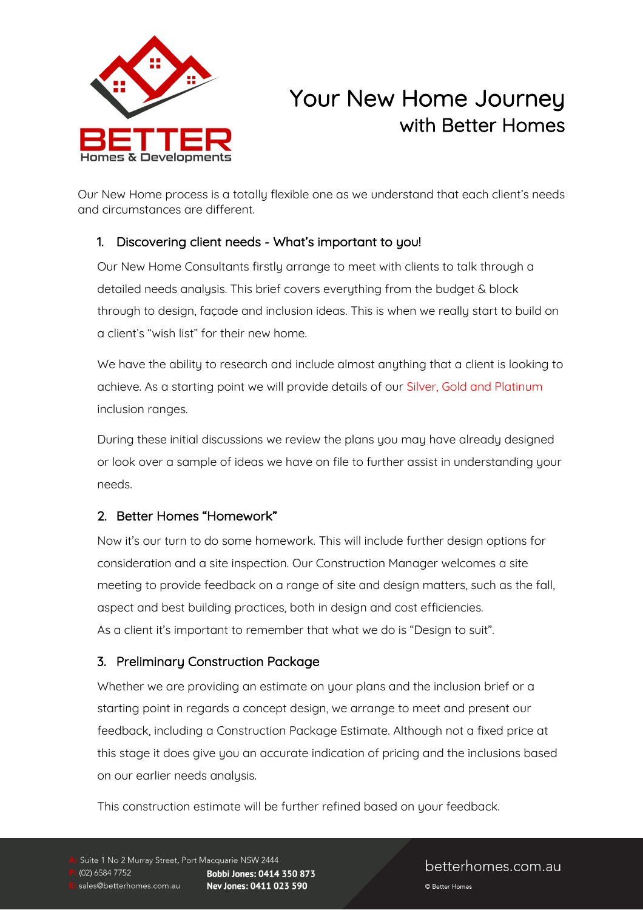# Your New Home Journey
## with Better Homes

Our New Home process is a totally flexible one as we understand that each client's needs and circumstances are different.

### 1. Discovering client needs - What's important to you!

Our New Home Consultants firstly arrange to meet with clients to talk through a detailed needs analysis. This brief covers everything from the budget & block through to design, façade and inclusion ideas. This is when we really start to build on a client's "wish list" for their new home.

We have the ability to research and include almost anything that a client is looking to achieve. As a starting point we will provide details of our Silver, Gold and Platinum inclusion ranges.

During these initial discussions we review the plans you may have already designed or look over a sample of ideas we have on file to further assist in understanding your needs.

### 2. Better Homes "Homework"

Now it's our turn to do some homework. This will include further design options for consideration and a site inspection. Our Construction Manager welcomes a site meeting to provide feedback on a range of site and design matters, such as the fall, aspect and best building practices, both in design and cost efficiencies.
As a client it's important to remember that what we do is "Design to suit".

### 3. Preliminary Construction Package

Whether we are providing an estimate on your plans and the inclusion brief or a starting point in regards a concept design, we arrange to meet and present our feedback, including a Construction Package Estimate. Although not a fixed price at this stage it does give you an accurate indication of pricing and the inclusions based on our earlier needs analysis.

This construction estimate will be further refined based on your feedback.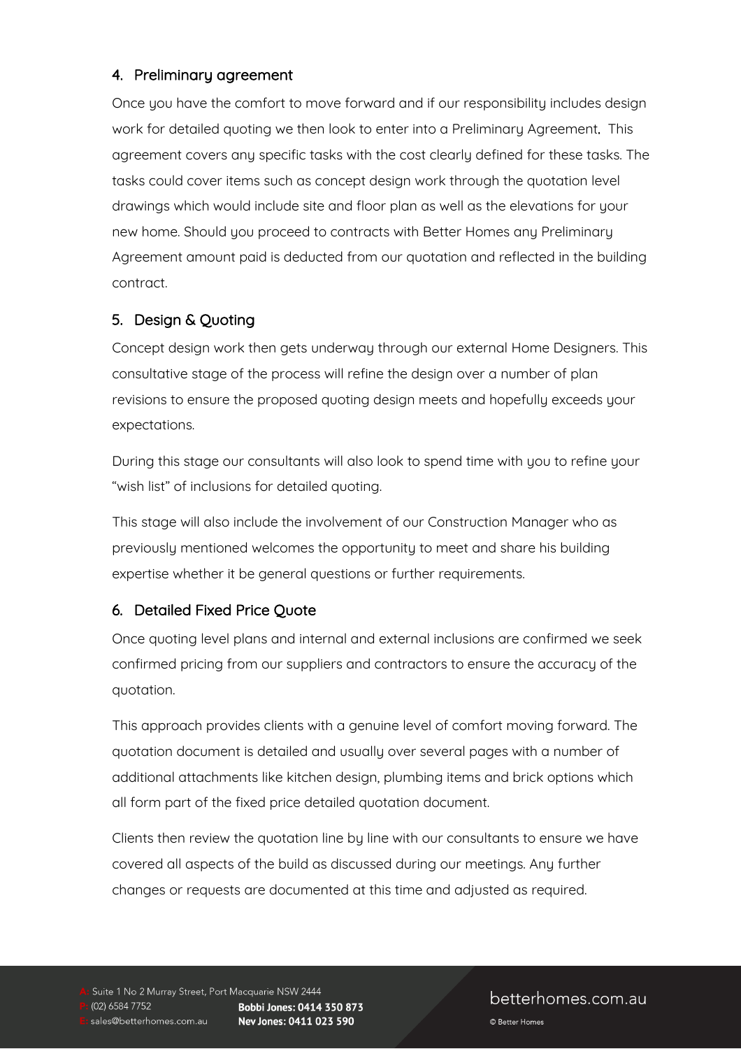## 4. Preliminary agreement

Once you have the comfort to move forward and if our responsibility includes design work for detailed quoting we then look to enter into a Preliminary Agreement**.** This agreement covers any specific tasks with the cost clearly defined for these tasks. The tasks could cover items such as concept design work through the quotation level drawings which would include site and floor plan as well as the elevations for your new home. Should you proceed to contracts with Better Homes any Preliminary Agreement amount paid is deducted from our quotation and reflected in the building contract.

## 5. Design & Quoting

Concept design work then gets underway through our external Home Designers. This consultative stage of the process will refine the design over a number of plan revisions to ensure the proposed quoting design meets and hopefully exceeds your expectations.

During this stage our consultants will also look to spend time with you to refine your "wish list" of inclusions for detailed quoting.

This stage will also include the involvement of our Construction Manager who as previously mentioned welcomes the opportunity to meet and share his building expertise whether it be general questions or further requirements.

## 6. Detailed Fixed Price Quote

Once quoting level plans and internal and external inclusions are confirmed we seek confirmed pricing from our suppliers and contractors to ensure the accuracy of the quotation.

This approach provides clients with a genuine level of comfort moving forward. The quotation document is detailed and usually over several pages with a number of additional attachments like kitchen design, plumbing items and brick options which all form part of the fixed price detailed quotation document.

Clients then review the quotation line by line with our consultants to ensure we have covered all aspects of the build as discussed during our meetings. Any further changes or requests are documented at this time and adjusted as required.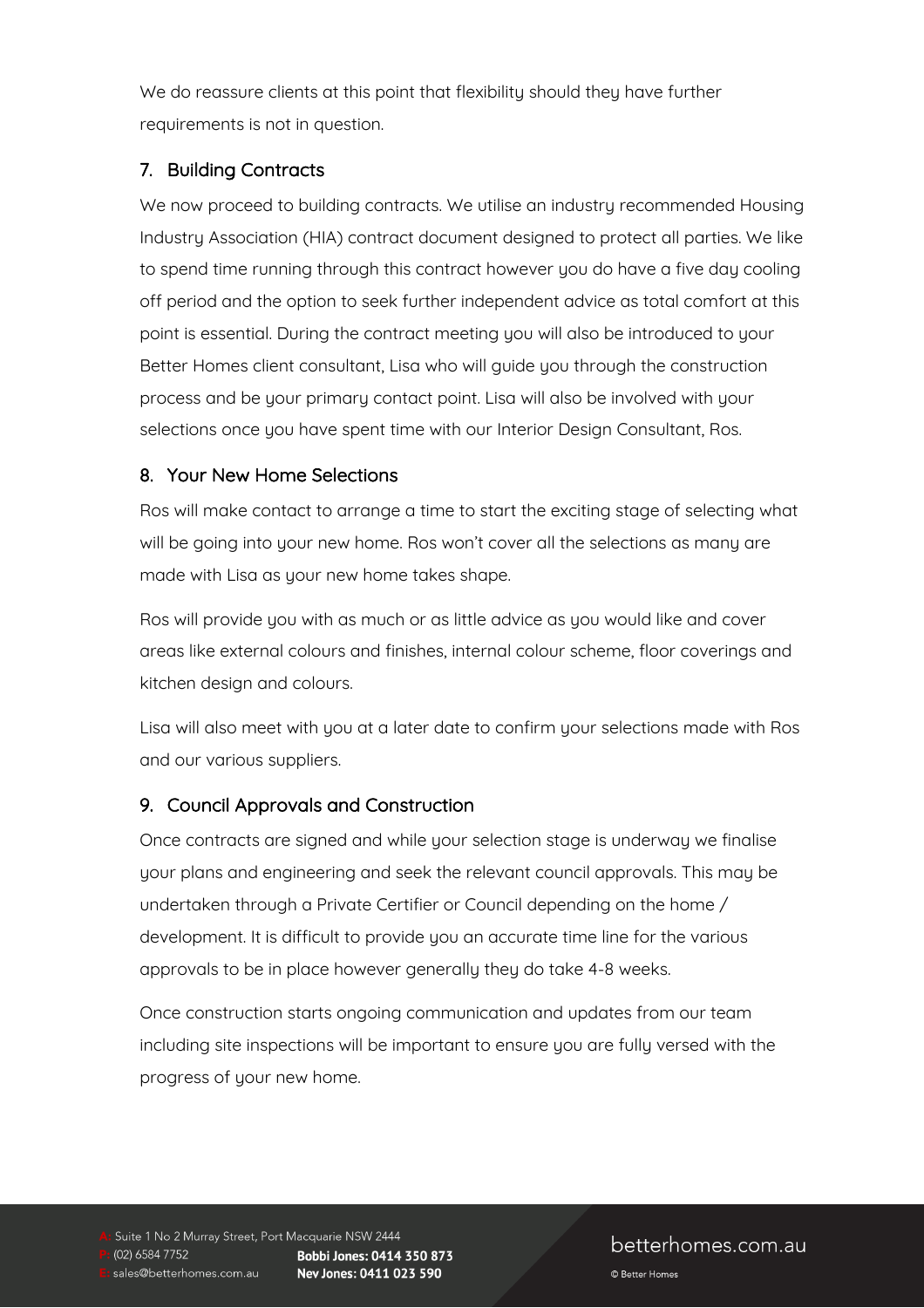We do reassure clients at this point that flexibility should they have further requirements is not in question.

## 7. Building Contracts

We now proceed to building contracts. We utilise an industry recommended Housing Industry Association (HIA) contract document designed to protect all parties. We like to spend time running through this contract however you do have a five day cooling off period and the option to seek further independent advice as total comfort at this point is essential. During the contract meeting you will also be introduced to your Better Homes client consultant, Lisa who will guide you through the construction process and be your primary contact point. Lisa will also be involved with your selections once you have spent time with our Interior Design Consultant, Ros.

## 8. Your New Home Selections

Ros will make contact to arrange a time to start the exciting stage of selecting what will be going into your new home. Ros won't cover all the selections as many are made with Lisa as your new home takes shape.

Ros will provide you with as much or as little advice as you would like and cover areas like external colours and finishes, internal colour scheme, floor coverings and kitchen design and colours.

Lisa will also meet with you at a later date to confirm your selections made with Ros and our various suppliers.

## 9. Council Approvals and Construction

Once contracts are signed and while your selection stage is underway we finalise your plans and engineering and seek the relevant council approvals. This may be undertaken through a Private Certifier or Council depending on the home / development. It is difficult to provide you an accurate time line for the various approvals to be in place however generally they do take 4-8 weeks.

Once construction starts ongoing communication and updates from our team including site inspections will be important to ensure you are fully versed with the progress of your new home.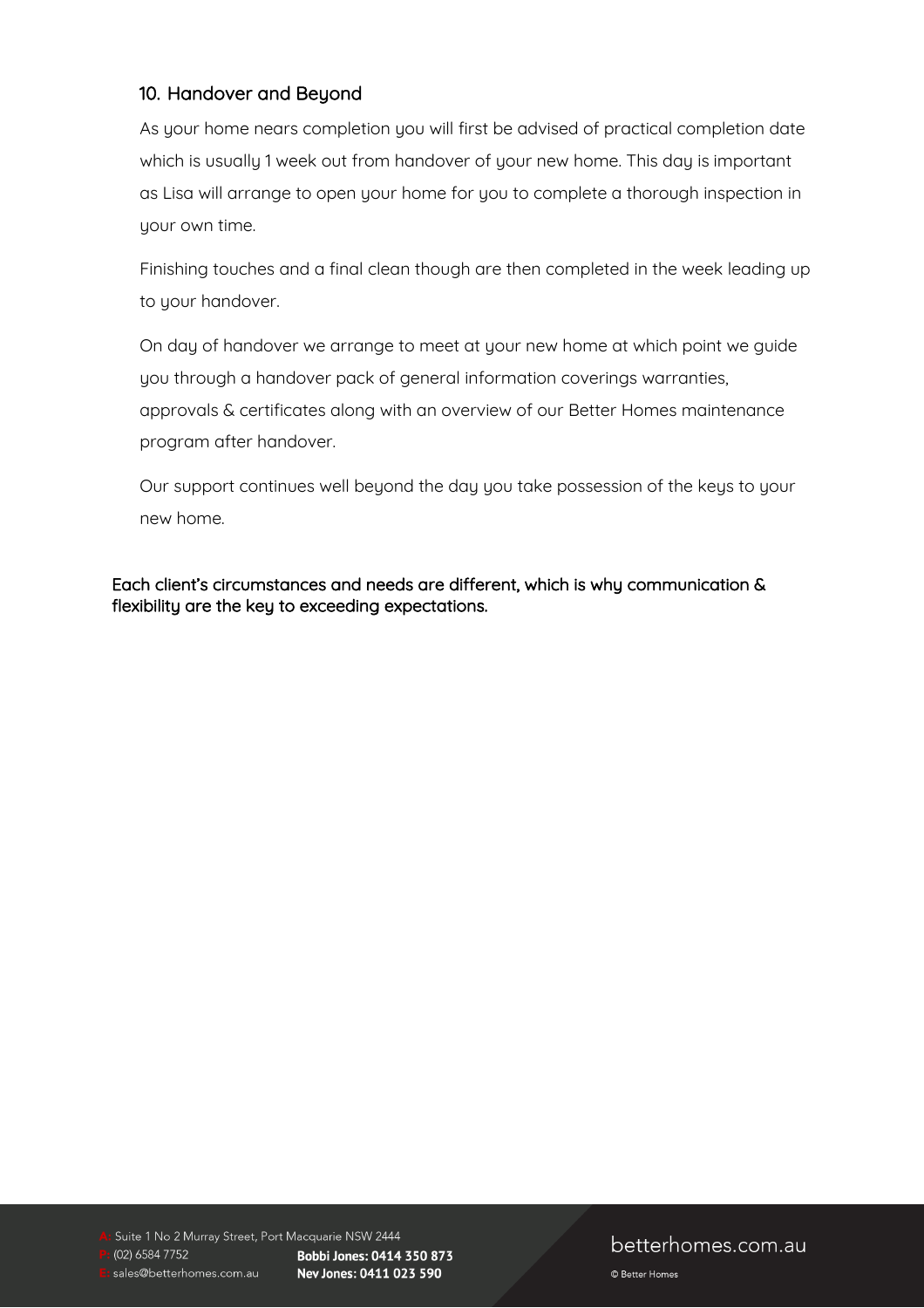## 10. Handover and Beyond

As your home nears completion you will first be advised of practical completion date which is usually 1 week out from handover of your new home. This day is important as Lisa will arrange to open your home for you to complete a thorough inspection in your own time.

Finishing touches and a final clean though are then completed in the week leading up to your handover.

On day of handover we arrange to meet at your new home at which point we guide you through a handover pack of general information coverings warranties, approvals & certificates along with an overview of our Better Homes maintenance program after handover.

Our support continues well beyond the day you take possession of the keys to your new home.

Each client's circumstances and needs are different, which is why communication & flexibility are the key to exceeding expectations.